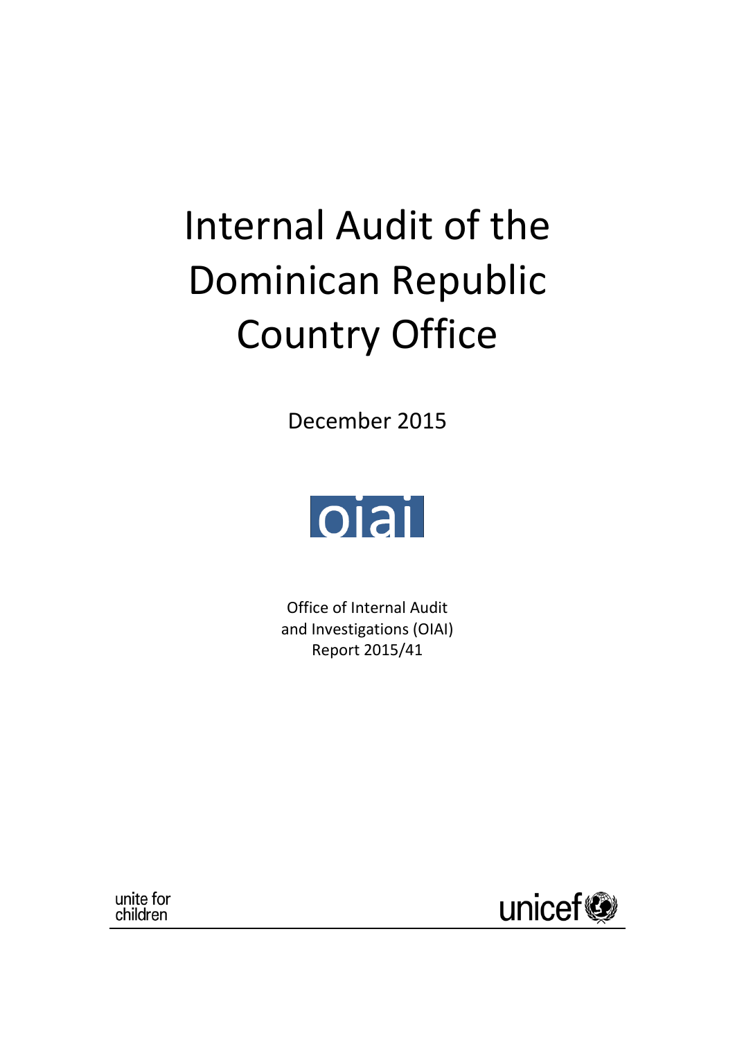# Internal Audit of the Dominican Republic Country Office

December 2015

oiai

Office of Internal Audit and Investigations (OIAI)
Report 2015/41

unite for children

unicef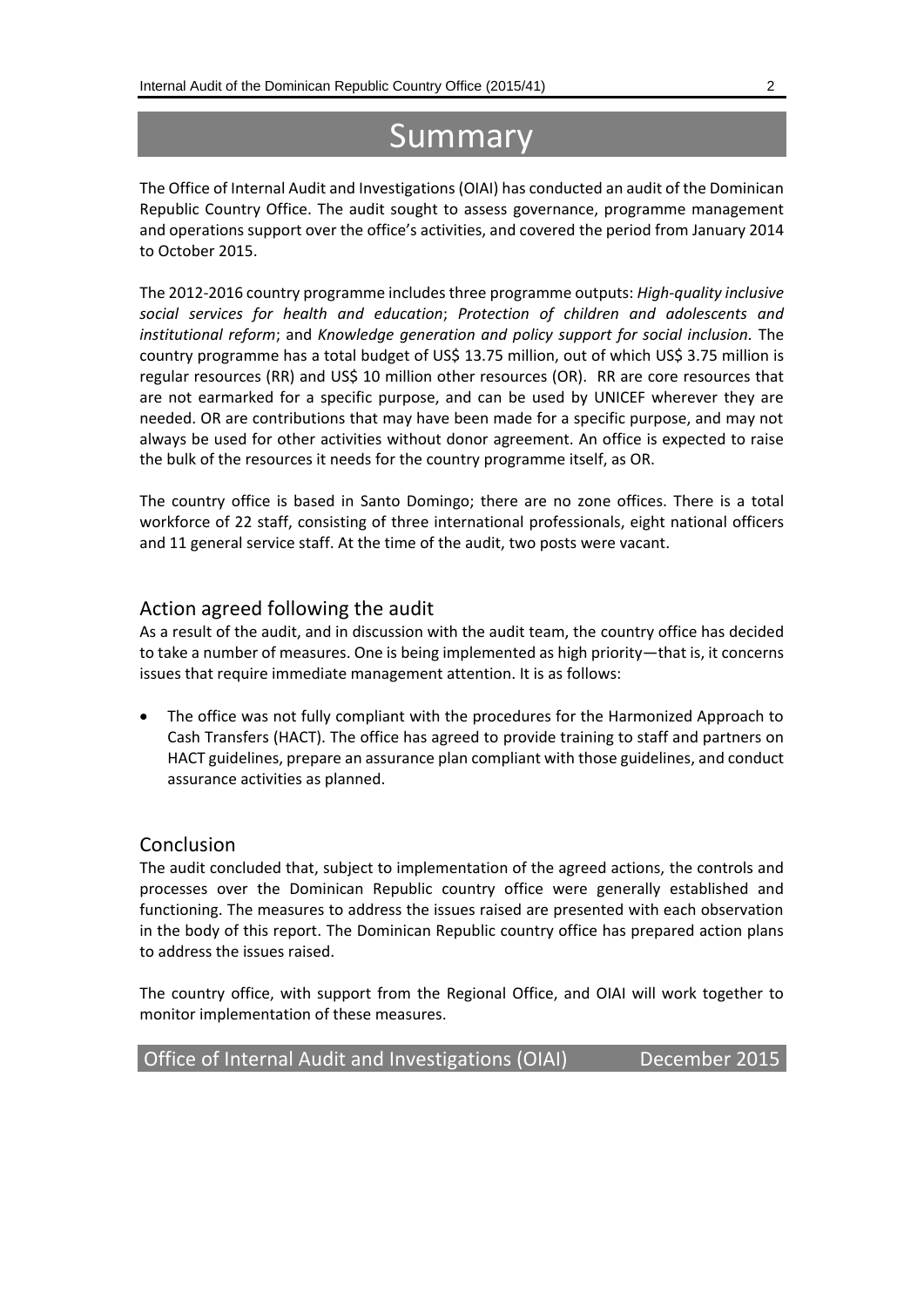# Summary

The Office of Internal Audit and Investigations (OIAI) has conducted an audit of the Dominican Republic Country Office. The audit sought to assess governance, programme management and operations support over the office's activities, and covered the period from January 2014 to October 2015.

The 2012-2016 country programme includes three programme outputs: *High-quality inclusive social services for health and education*; *Protection of children and adolescents and institutional reform*; and *Knowledge generation and policy support for social inclusion*. The country programme has a total budget of US$ 13.75 million, out of which US$ 3.75 million is regular resources (RR) and US$ 10 million other resources (OR). RR are core resources that are not earmarked for a specific purpose, and can be used by UNICEF wherever they are needed. OR are contributions that may have been made for a specific purpose, and may not always be used for other activities without donor agreement. An office is expected to raise the bulk of the resources it needs for the country programme itself, as OR.

The country office is based in Santo Domingo; there are no zone offices. There is a total workforce of 22 staff, consisting of three international professionals, eight national officers and 11 general service staff. At the time of the audit, two posts were vacant.

## Action agreed following the audit

As a result of the audit, and in discussion with the audit team, the country office has decided to take a number of measures. One is being implemented as high priority—that is, it concerns issues that require immediate management attention. It is as follows:

- The office was not fully compliant with the procedures for the Harmonized Approach to Cash Transfers (HACT). The office has agreed to provide training to staff and partners on HACT guidelines, prepare an assurance plan compliant with those guidelines, and conduct assurance activities as planned.

## Conclusion

The audit concluded that, subject to implementation of the agreed actions, the controls and processes over the Dominican Republic country office were generally established and functioning. The measures to address the issues raised are presented with each observation in the body of this report. The Dominican Republic country office has prepared action plans to address the issues raised.

The country office, with support from the Regional Office, and OIAI will work together to monitor implementation of these measures.

Office of Internal Audit and Investigations (OIAI) December 2015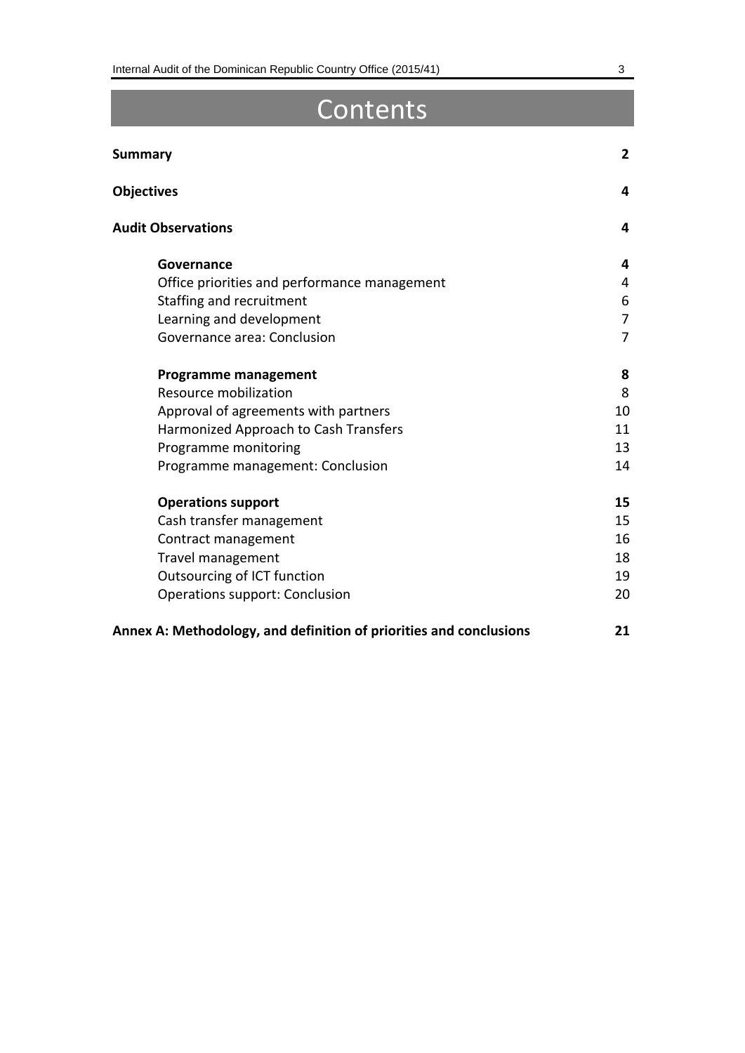# Contents

| | |
|---|---|
| **Summary** | **2** |
| **Objectives** | **4** |
| **Audit Observations** | **4** |
| **Governance** | **4** |
| Office priorities and performance management | 4 |
| Staffing and recruitment | 6 |
| Learning and development | 7 |
| Governance area: Conclusion | 7 |
| **Programme management** | **8** |
| Resource mobilization | 8 |
| Approval of agreements with partners | 10 |
| Harmonized Approach to Cash Transfers | 11 |
| Programme monitoring | 13 |
| Programme management: Conclusion | 14 |
| **Operations support** | **15** |
| Cash transfer management | 15 |
| Contract management | 16 |
| Travel management | 18 |
| Outsourcing of ICT function | 19 |
| Operations support: Conclusion | 20 |
| **Annex A: Methodology, and definition of priorities and conclusions** | **21** |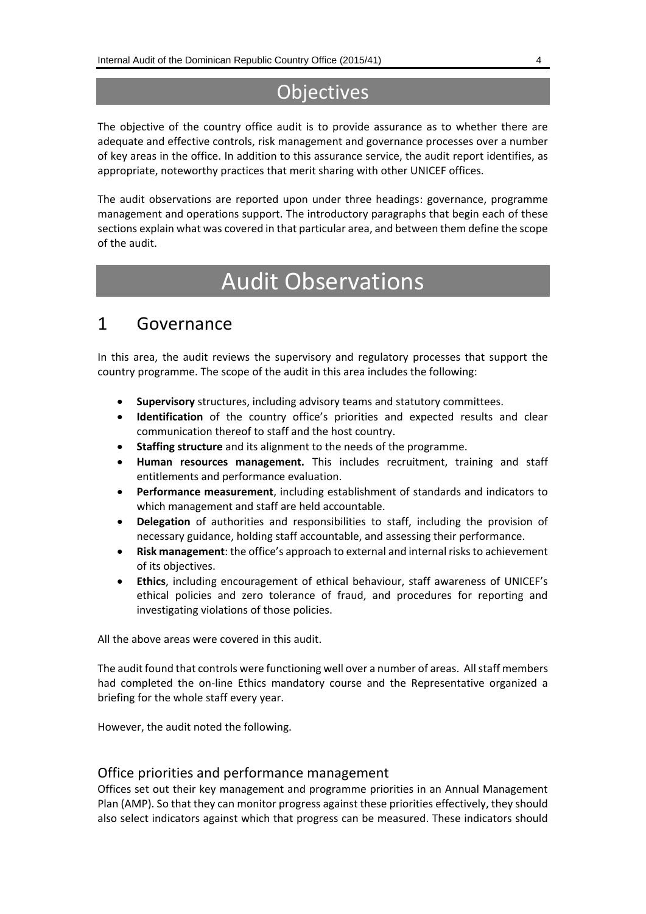# Objectives

The objective of the country office audit is to provide assurance as to whether there are adequate and effective controls, risk management and governance processes over a number of key areas in the office. In addition to this assurance service, the audit report identifies, as appropriate, noteworthy practices that merit sharing with other UNICEF offices.

The audit observations are reported upon under three headings: governance, programme management and operations support. The introductory paragraphs that begin each of these sections explain what was covered in that particular area, and between them define the scope of the audit.

# Audit Observations

## 1 Governance

In this area, the audit reviews the supervisory and regulatory processes that support the country programme. The scope of the audit in this area includes the following:

- **Supervisory** structures, including advisory teams and statutory committees.
- **Identification** of the country office's priorities and expected results and clear communication thereof to staff and the host country.
- **Staffing structure** and its alignment to the needs of the programme.
- **Human resources management.** This includes recruitment, training and staff entitlements and performance evaluation.
- **Performance measurement**, including establishment of standards and indicators to which management and staff are held accountable.
- **Delegation** of authorities and responsibilities to staff, including the provision of necessary guidance, holding staff accountable, and assessing their performance.
- **Risk management**: the office's approach to external and internal risks to achievement of its objectives.
- **Ethics**, including encouragement of ethical behaviour, staff awareness of UNICEF's ethical policies and zero tolerance of fraud, and procedures for reporting and investigating violations of those policies.

All the above areas were covered in this audit.

The audit found that controls were functioning well over a number of areas. All staff members had completed the on-line Ethics mandatory course and the Representative organized a briefing for the whole staff every year.

However, the audit noted the following.

### Office priorities and performance management

Offices set out their key management and programme priorities in an Annual Management Plan (AMP). So that they can monitor progress against these priorities effectively, they should also select indicators against which that progress can be measured. These indicators should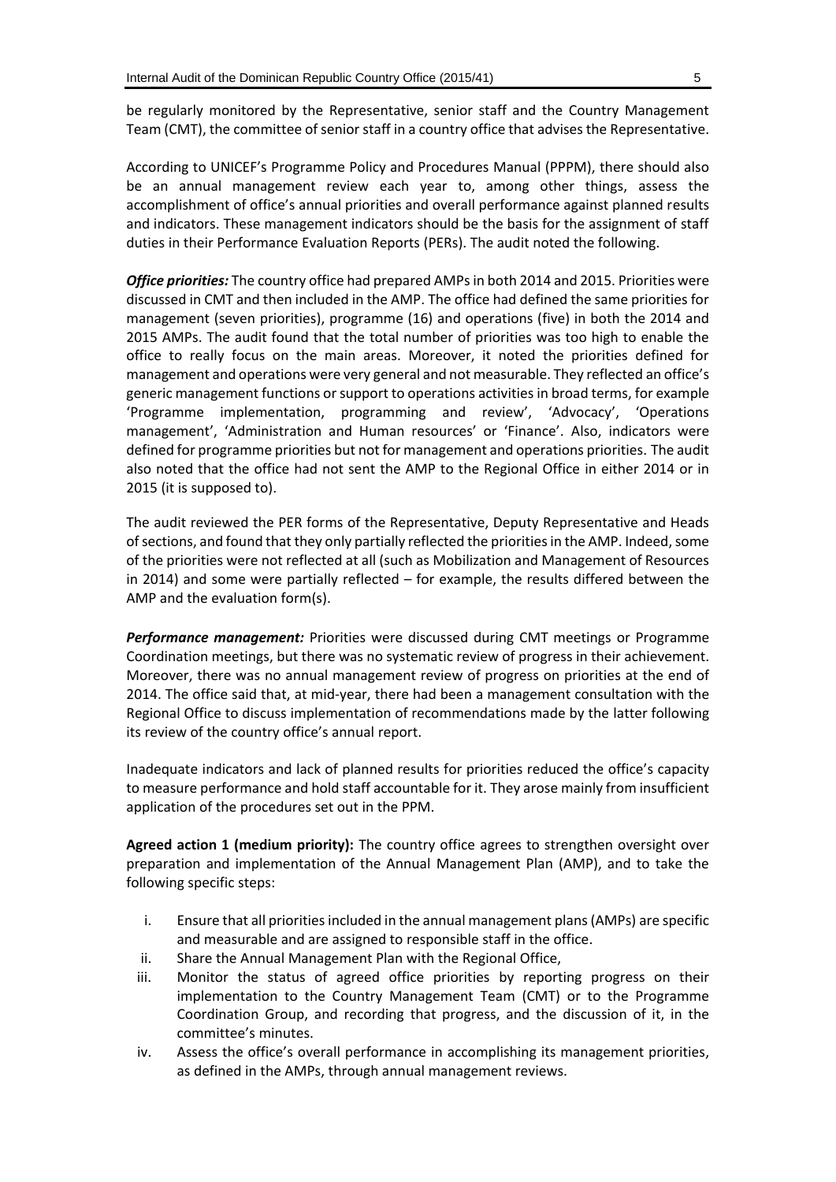be regularly monitored by the Representative, senior staff and the Country Management Team (CMT), the committee of senior staff in a country office that advises the Representative.

According to UNICEF's Programme Policy and Procedures Manual (PPPM), there should also be an annual management review each year to, among other things, assess the accomplishment of office's annual priorities and overall performance against planned results and indicators. These management indicators should be the basis for the assignment of staff duties in their Performance Evaluation Reports (PERs). The audit noted the following.

***Office priorities:*** The country office had prepared AMPs in both 2014 and 2015. Priorities were discussed in CMT and then included in the AMP. The office had defined the same priorities for management (seven priorities), programme (16) and operations (five) in both the 2014 and 2015 AMPs. The audit found that the total number of priorities was too high to enable the office to really focus on the main areas. Moreover, it noted the priorities defined for management and operations were very general and not measurable. They reflected an office's generic management functions or support to operations activities in broad terms, for example 'Programme implementation, programming and review', 'Advocacy', 'Operations management', 'Administration and Human resources' or 'Finance'. Also, indicators were defined for programme priorities but not for management and operations priorities. The audit also noted that the office had not sent the AMP to the Regional Office in either 2014 or in 2015 (it is supposed to).

The audit reviewed the PER forms of the Representative, Deputy Representative and Heads of sections, and found that they only partially reflected the priorities in the AMP. Indeed, some of the priorities were not reflected at all (such as Mobilization and Management of Resources in 2014) and some were partially reflected – for example, the results differed between the AMP and the evaluation form(s).

***Performance management:*** Priorities were discussed during CMT meetings or Programme Coordination meetings, but there was no systematic review of progress in their achievement. Moreover, there was no annual management review of progress on priorities at the end of 2014. The office said that, at mid-year, there had been a management consultation with the Regional Office to discuss implementation of recommendations made by the latter following its review of the country office's annual report.

Inadequate indicators and lack of planned results for priorities reduced the office's capacity to measure performance and hold staff accountable for it. They arose mainly from insufficient application of the procedures set out in the PPM.

**Agreed action 1 (medium priority):** The country office agrees to strengthen oversight over preparation and implementation of the Annual Management Plan (AMP), and to take the following specific steps:

i. Ensure that all priorities included in the annual management plans (AMPs) are specific and measurable and are assigned to responsible staff in the office.
ii. Share the Annual Management Plan with the Regional Office,
iii. Monitor the status of agreed office priorities by reporting progress on their implementation to the Country Management Team (CMT) or to the Programme Coordination Group, and recording that progress, and the discussion of it, in the committee's minutes.
iv. Assess the office's overall performance in accomplishing its management priorities, as defined in the AMPs, through annual management reviews.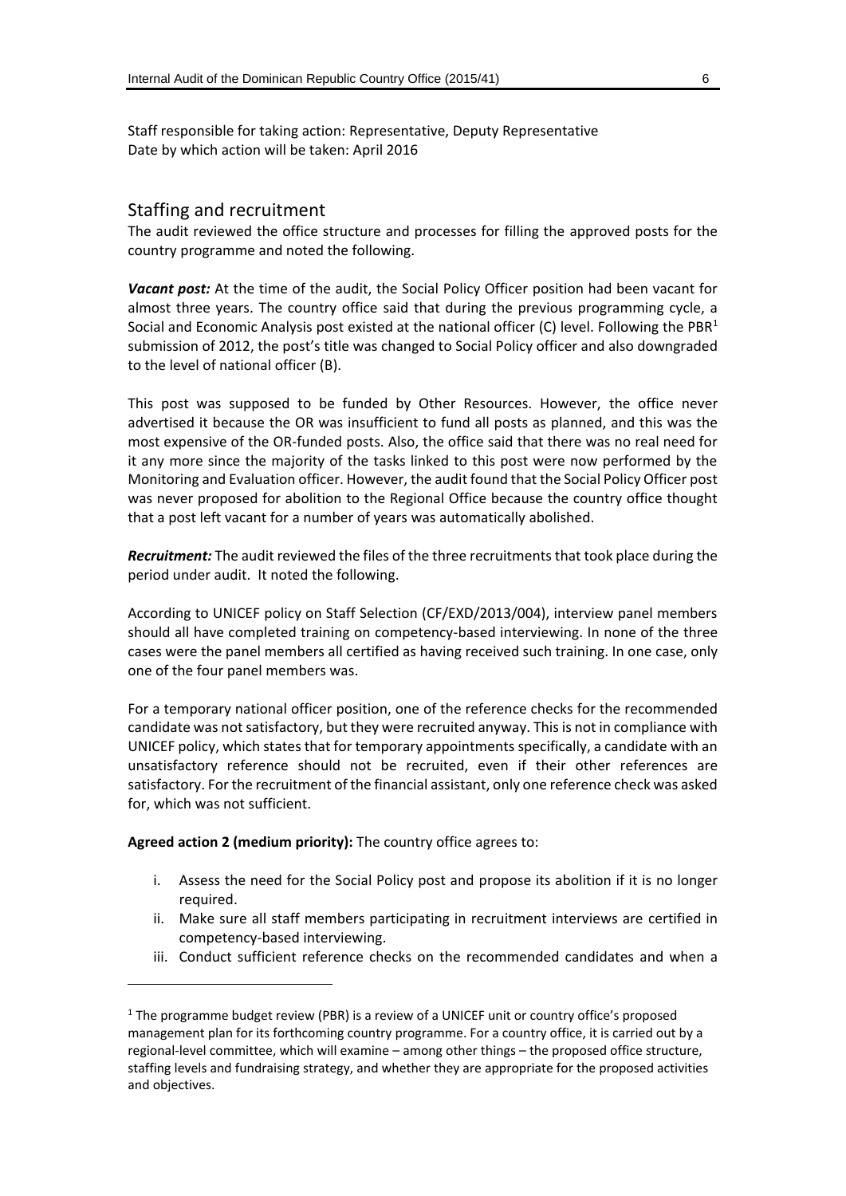Staff responsible for taking action: Representative, Deputy Representative
Date by which action will be taken: April 2016

## Staffing and recruitment

The audit reviewed the office structure and processes for filling the approved posts for the country programme and noted the following.

***Vacant post:*** At the time of the audit, the Social Policy Officer position had been vacant for almost three years. The country office said that during the previous programming cycle, a Social and Economic Analysis post existed at the national officer (C) level. Following the PBR[1] submission of 2012, the post's title was changed to Social Policy officer and also downgraded to the level of national officer (B).

This post was supposed to be funded by Other Resources. However, the office never advertised it because the OR was insufficient to fund all posts as planned, and this was the most expensive of the OR-funded posts. Also, the office said that there was no real need for it any more since the majority of the tasks linked to this post were now performed by the Monitoring and Evaluation officer. However, the audit found that the Social Policy Officer post was never proposed for abolition to the Regional Office because the country office thought that a post left vacant for a number of years was automatically abolished.

***Recruitment:*** The audit reviewed the files of the three recruitments that took place during the period under audit. It noted the following.

According to UNICEF policy on Staff Selection (CF/EXD/2013/004), interview panel members should all have completed training on competency-based interviewing. In none of the three cases were the panel members all certified as having received such training. In one case, only one of the four panel members was.

For a temporary national officer position, one of the reference checks for the recommended candidate was not satisfactory, but they were recruited anyway. This is not in compliance with UNICEF policy, which states that for temporary appointments specifically, a candidate with an unsatisfactory reference should not be recruited, even if their other references are satisfactory. For the recruitment of the financial assistant, only one reference check was asked for, which was not sufficient.

**Agreed action 2 (medium priority):** The country office agrees to:

i. Assess the need for the Social Policy post and propose its abolition if it is no longer required.
ii. Make sure all staff members participating in recruitment interviews are certified in competency-based interviewing.
iii. Conduct sufficient reference checks on the recommended candidates and when a

[1] The programme budget review (PBR) is a review of a UNICEF unit or country office's proposed management plan for its forthcoming country programme. For a country office, it is carried out by a regional-level committee, which will examine – among other things – the proposed office structure, staffing levels and fundraising strategy, and whether they are appropriate for the proposed activities and objectives.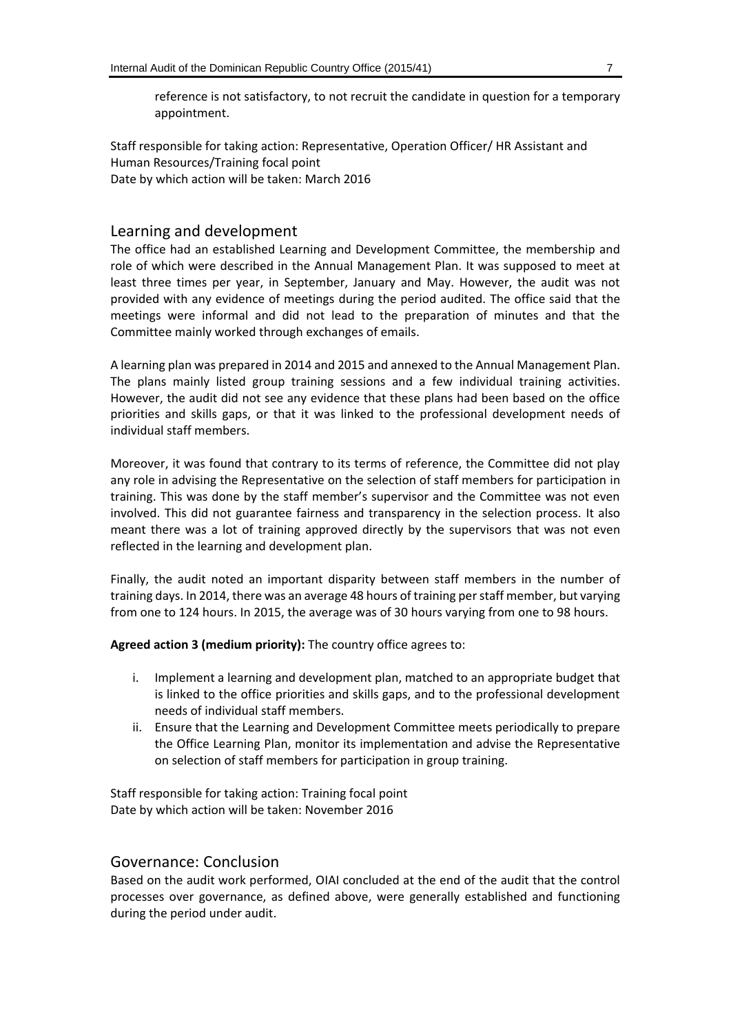reference is not satisfactory, to not recruit the candidate in question for a temporary appointment.

Staff responsible for taking action: Representative, Operation Officer/ HR Assistant and Human Resources/Training focal point
Date by which action will be taken: March 2016

## Learning and development

The office had an established Learning and Development Committee, the membership and role of which were described in the Annual Management Plan. It was supposed to meet at least three times per year, in September, January and May. However, the audit was not provided with any evidence of meetings during the period audited. The office said that the meetings were informal and did not lead to the preparation of minutes and that the Committee mainly worked through exchanges of emails.

A learning plan was prepared in 2014 and 2015 and annexed to the Annual Management Plan. The plans mainly listed group training sessions and a few individual training activities. However, the audit did not see any evidence that these plans had been based on the office priorities and skills gaps, or that it was linked to the professional development needs of individual staff members.

Moreover, it was found that contrary to its terms of reference, the Committee did not play any role in advising the Representative on the selection of staff members for participation in training. This was done by the staff member's supervisor and the Committee was not even involved. This did not guarantee fairness and transparency in the selection process. It also meant there was a lot of training approved directly by the supervisors that was not even reflected in the learning and development plan.

Finally, the audit noted an important disparity between staff members in the number of training days. In 2014, there was an average 48 hours of training per staff member, but varying from one to 124 hours. In 2015, the average was of 30 hours varying from one to 98 hours.

**Agreed action 3 (medium priority):** The country office agrees to:

i. Implement a learning and development plan, matched to an appropriate budget that is linked to the office priorities and skills gaps, and to the professional development needs of individual staff members.
ii. Ensure that the Learning and Development Committee meets periodically to prepare the Office Learning Plan, monitor its implementation and advise the Representative on selection of staff members for participation in group training.

Staff responsible for taking action: Training focal point
Date by which action will be taken: November 2016

## Governance: Conclusion

Based on the audit work performed, OIAI concluded at the end of the audit that the control processes over governance, as defined above, were generally established and functioning during the period under audit.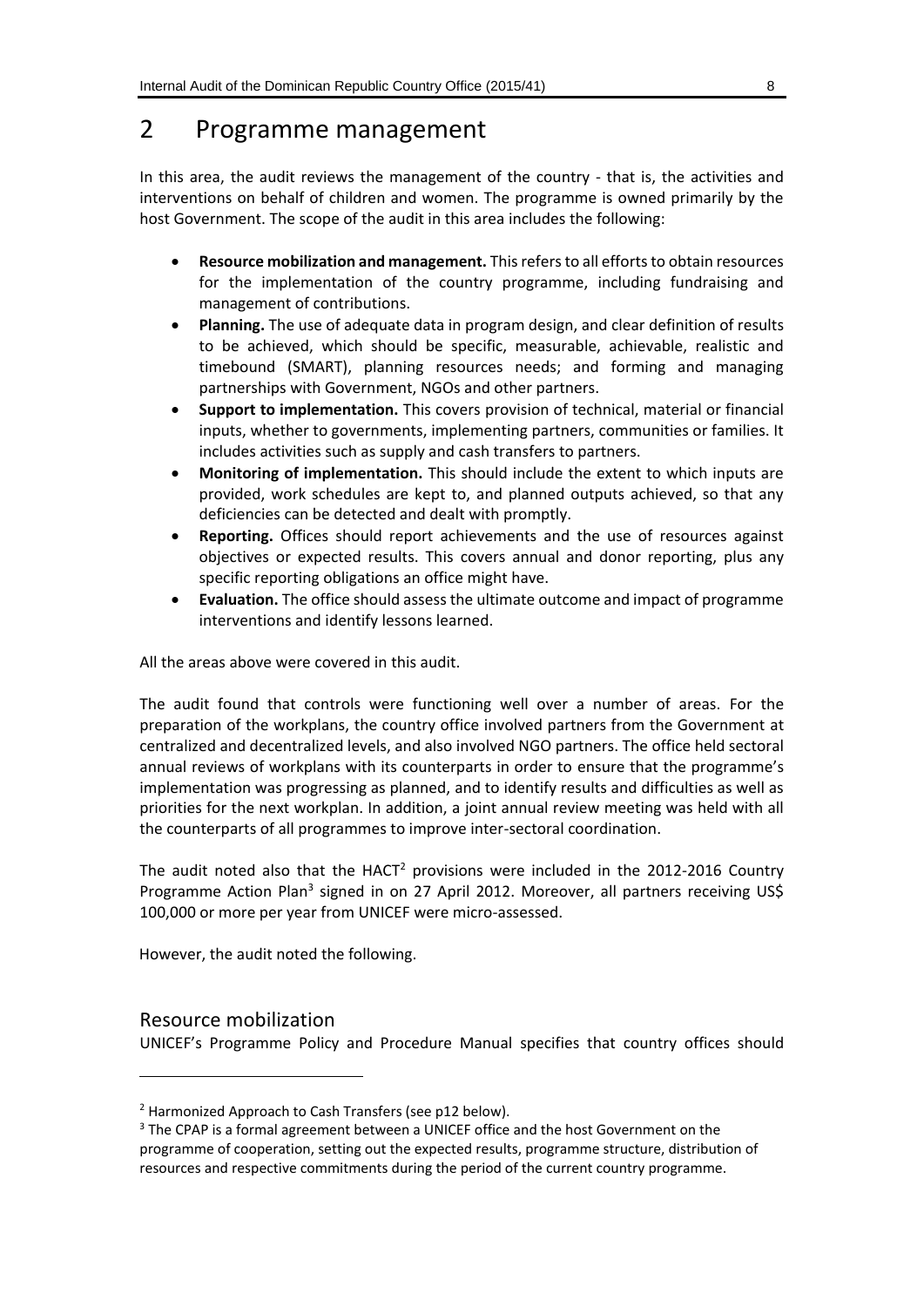# 2 Programme management

In this area, the audit reviews the management of the country - that is, the activities and interventions on behalf of children and women. The programme is owned primarily by the host Government. The scope of the audit in this area includes the following:

- **Resource mobilization and management.** This refers to all efforts to obtain resources for the implementation of the country programme, including fundraising and management of contributions.
- **Planning.** The use of adequate data in program design, and clear definition of results to be achieved, which should be specific, measurable, achievable, realistic and timebound (SMART), planning resources needs; and forming and managing partnerships with Government, NGOs and other partners.
- **Support to implementation.** This covers provision of technical, material or financial inputs, whether to governments, implementing partners, communities or families. It includes activities such as supply and cash transfers to partners.
- **Monitoring of implementation.** This should include the extent to which inputs are provided, work schedules are kept to, and planned outputs achieved, so that any deficiencies can be detected and dealt with promptly.
- **Reporting.** Offices should report achievements and the use of resources against objectives or expected results. This covers annual and donor reporting, plus any specific reporting obligations an office might have.
- **Evaluation.** The office should assess the ultimate outcome and impact of programme interventions and identify lessons learned.

All the areas above were covered in this audit.

The audit found that controls were functioning well over a number of areas. For the preparation of the workplans, the country office involved partners from the Government at centralized and decentralized levels, and also involved NGO partners. The office held sectoral annual reviews of workplans with its counterparts in order to ensure that the programme's implementation was progressing as planned, and to identify results and difficulties as well as priorities for the next workplan. In addition, a joint annual review meeting was held with all the counterparts of all programmes to improve inter-sectoral coordination.

The audit noted also that the HACT[2] provisions were included in the 2012-2016 Country Programme Action Plan[3] signed in on 27 April 2012. Moreover, all partners receiving US$ 100,000 or more per year from UNICEF were micro-assessed.

However, the audit noted the following.

## Resource mobilization

UNICEF's Programme Policy and Procedure Manual specifies that country offices should

---

[2] Harmonized Approach to Cash Transfers (see p12 below).

[3] The CPAP is a formal agreement between a UNICEF office and the host Government on the programme of cooperation, setting out the expected results, programme structure, distribution of resources and respective commitments during the period of the current country programme.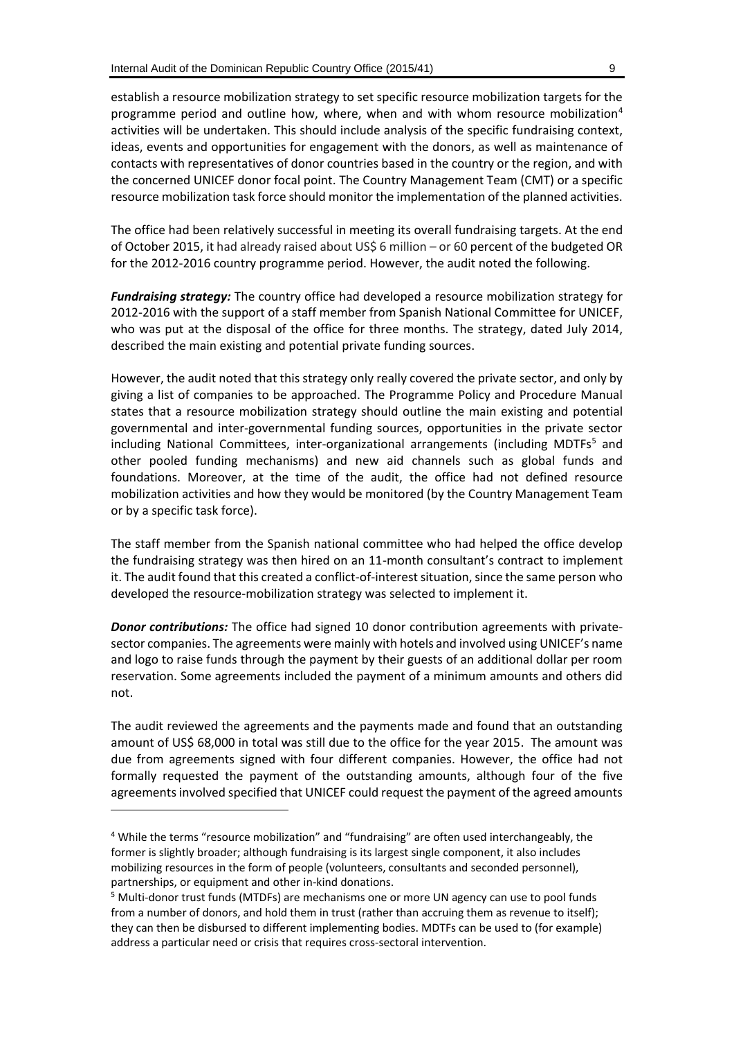establish a resource mobilization strategy to set specific resource mobilization targets for the programme period and outline how, where, when and with whom resource mobilization[4] activities will be undertaken. This should include analysis of the specific fundraising context, ideas, events and opportunities for engagement with the donors, as well as maintenance of contacts with representatives of donor countries based in the country or the region, and with the concerned UNICEF donor focal point. The Country Management Team (CMT) or a specific resource mobilization task force should monitor the implementation of the planned activities.

The office had been relatively successful in meeting its overall fundraising targets. At the end of October 2015, it had already raised about US$ 6 million – or 60 percent of the budgeted OR for the 2012-2016 country programme period. However, the audit noted the following.

***Fundraising strategy:*** The country office had developed a resource mobilization strategy for 2012-2016 with the support of a staff member from Spanish National Committee for UNICEF, who was put at the disposal of the office for three months. The strategy, dated July 2014, described the main existing and potential private funding sources.

However, the audit noted that this strategy only really covered the private sector, and only by giving a list of companies to be approached. The Programme Policy and Procedure Manual states that a resource mobilization strategy should outline the main existing and potential governmental and inter-governmental funding sources, opportunities in the private sector including National Committees, inter-organizational arrangements (including MDTFs[5] and other pooled funding mechanisms) and new aid channels such as global funds and foundations. Moreover, at the time of the audit, the office had not defined resource mobilization activities and how they would be monitored (by the Country Management Team or by a specific task force).

The staff member from the Spanish national committee who had helped the office develop the fundraising strategy was then hired on an 11-month consultant's contract to implement it. The audit found that this created a conflict-of-interest situation, since the same person who developed the resource-mobilization strategy was selected to implement it.

***Donor contributions:*** The office had signed 10 donor contribution agreements with private-sector companies. The agreements were mainly with hotels and involved using UNICEF's name and logo to raise funds through the payment by their guests of an additional dollar per room reservation. Some agreements included the payment of a minimum amounts and others did not.

The audit reviewed the agreements and the payments made and found that an outstanding amount of US$ 68,000 in total was still due to the office for the year 2015. The amount was due from agreements signed with four different companies. However, the office had not formally requested the payment of the outstanding amounts, although four of the five agreements involved specified that UNICEF could request the payment of the agreed amounts

---

[4] While the terms "resource mobilization" and "fundraising" are often used interchangeably, the former is slightly broader; although fundraising is its largest single component, it also includes mobilizing resources in the form of people (volunteers, consultants and seconded personnel), partnerships, or equipment and other in-kind donations.

[5] Multi-donor trust funds (MTDFs) are mechanisms one or more UN agency can use to pool funds from a number of donors, and hold them in trust (rather than accruing them as revenue to itself); they can then be disbursed to different implementing bodies. MDTFs can be used to (for example) address a particular need or crisis that requires cross-sectoral intervention.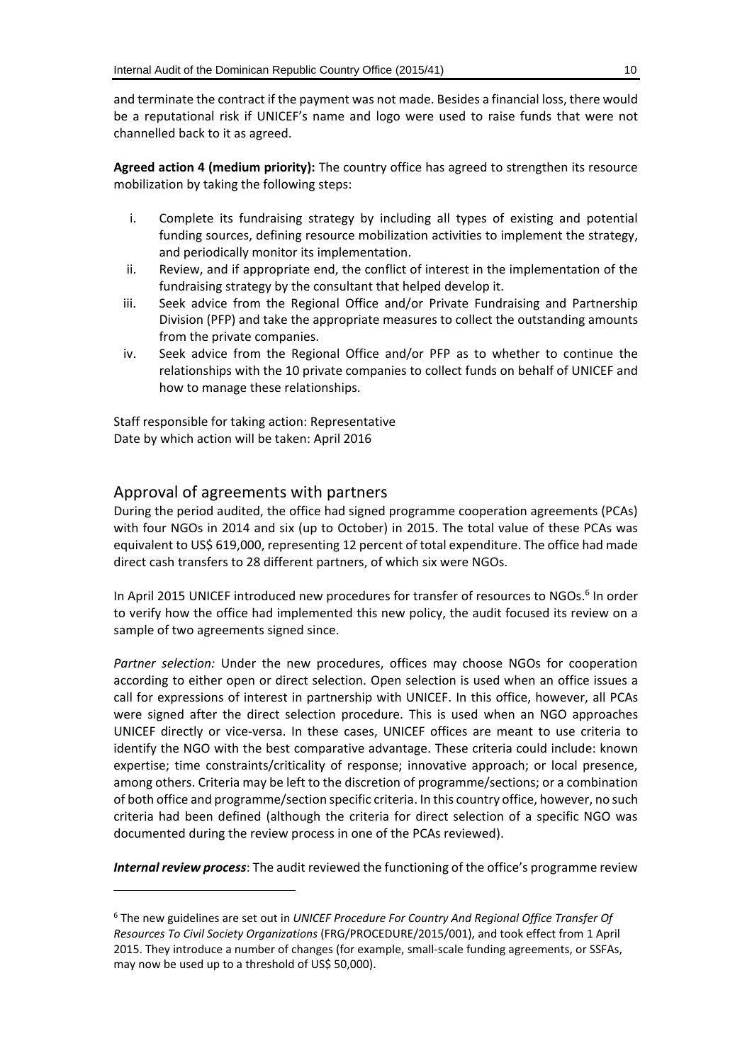and terminate the contract if the payment was not made. Besides a financial loss, there would be a reputational risk if UNICEF's name and logo were used to raise funds that were not channelled back to it as agreed.

**Agreed action 4 (medium priority):** The country office has agreed to strengthen its resource mobilization by taking the following steps:

i. Complete its fundraising strategy by including all types of existing and potential funding sources, defining resource mobilization activities to implement the strategy, and periodically monitor its implementation.
ii. Review, and if appropriate end, the conflict of interest in the implementation of the fundraising strategy by the consultant that helped develop it.
iii. Seek advice from the Regional Office and/or Private Fundraising and Partnership Division (PFP) and take the appropriate measures to collect the outstanding amounts from the private companies.
iv. Seek advice from the Regional Office and/or PFP as to whether to continue the relationships with the 10 private companies to collect funds on behalf of UNICEF and how to manage these relationships.

Staff responsible for taking action: Representative
Date by which action will be taken: April 2016

## Approval of agreements with partners

During the period audited, the office had signed programme cooperation agreements (PCAs) with four NGOs in 2014 and six (up to October) in 2015. The total value of these PCAs was equivalent to US$ 619,000, representing 12 percent of total expenditure. The office had made direct cash transfers to 28 different partners, of which six were NGOs.

In April 2015 UNICEF introduced new procedures for transfer of resources to NGOs.[6] In order to verify how the office had implemented this new policy, the audit focused its review on a sample of two agreements signed since.

*Partner selection:* Under the new procedures, offices may choose NGOs for cooperation according to either open or direct selection. Open selection is used when an office issues a call for expressions of interest in partnership with UNICEF. In this office, however, all PCAs were signed after the direct selection procedure. This is used when an NGO approaches UNICEF directly or vice-versa. In these cases, UNICEF offices are meant to use criteria to identify the NGO with the best comparative advantage. These criteria could include: known expertise; time constraints/criticality of response; innovative approach; or local presence, among others. Criteria may be left to the discretion of programme/sections; or a combination of both office and programme/section specific criteria. In this country office, however, no such criteria had been defined (although the criteria for direct selection of a specific NGO was documented during the review process in one of the PCAs reviewed).

***Internal review process***: The audit reviewed the functioning of the office's programme review

---

[6] The new guidelines are set out in *UNICEF Procedure For Country And Regional Office Transfer Of Resources To Civil Society Organizations* (FRG/PROCEDURE/2015/001), and took effect from 1 April 2015. They introduce a number of changes (for example, small-scale funding agreements, or SSFAs, may now be used up to a threshold of US$ 50,000).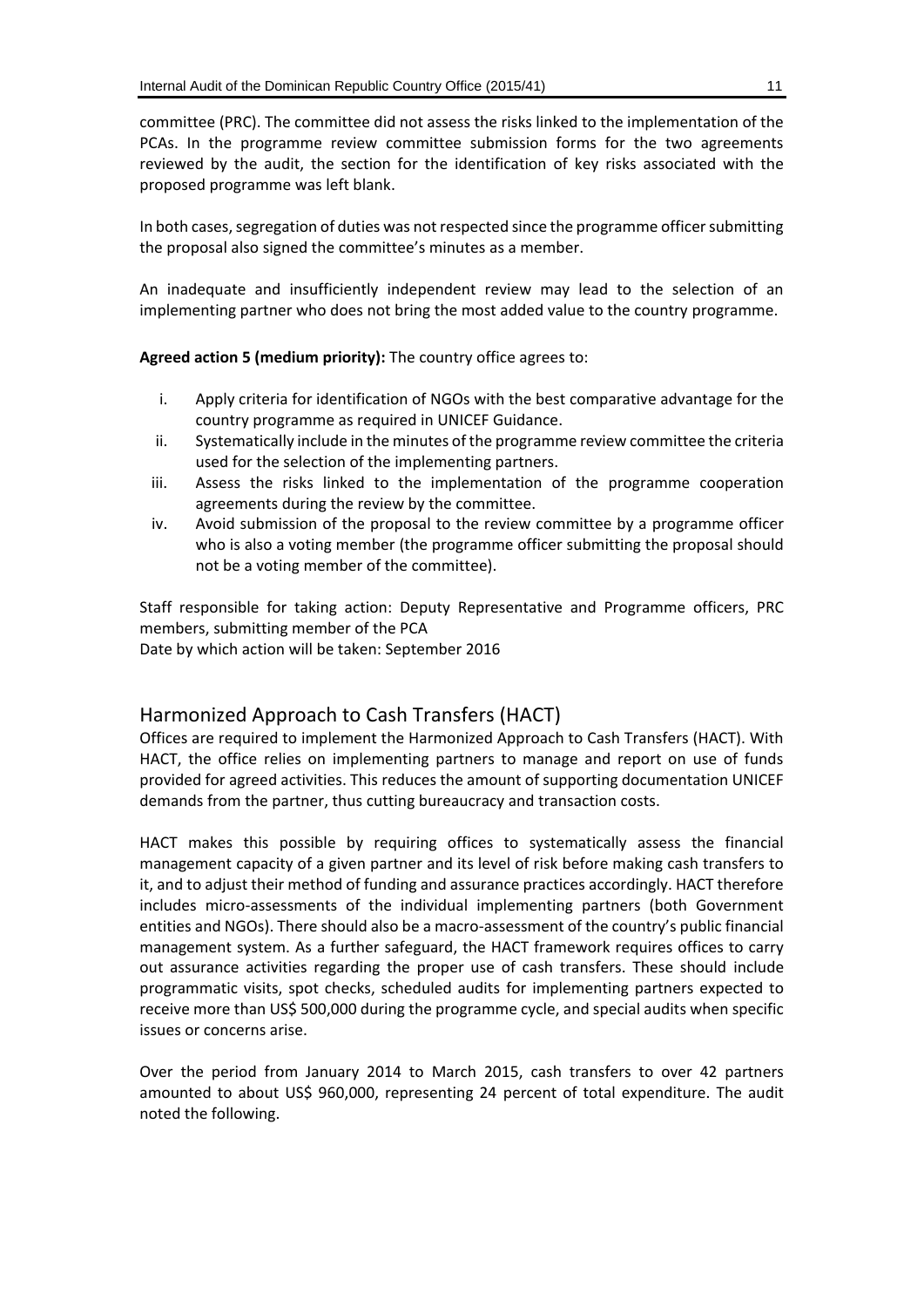committee (PRC). The committee did not assess the risks linked to the implementation of the PCAs. In the programme review committee submission forms for the two agreements reviewed by the audit, the section for the identification of key risks associated with the proposed programme was left blank.

In both cases, segregation of duties was not respected since the programme officer submitting the proposal also signed the committee's minutes as a member.

An inadequate and insufficiently independent review may lead to the selection of an implementing partner who does not bring the most added value to the country programme.

**Agreed action 5 (medium priority):** The country office agrees to:

i. Apply criteria for identification of NGOs with the best comparative advantage for the country programme as required in UNICEF Guidance.
ii. Systematically include in the minutes of the programme review committee the criteria used for the selection of the implementing partners.
iii. Assess the risks linked to the implementation of the programme cooperation agreements during the review by the committee.
iv. Avoid submission of the proposal to the review committee by a programme officer who is also a voting member (the programme officer submitting the proposal should not be a voting member of the committee).

Staff responsible for taking action: Deputy Representative and Programme officers, PRC members, submitting member of the PCA
Date by which action will be taken: September 2016

## Harmonized Approach to Cash Transfers (HACT)

Offices are required to implement the Harmonized Approach to Cash Transfers (HACT). With HACT, the office relies on implementing partners to manage and report on use of funds provided for agreed activities. This reduces the amount of supporting documentation UNICEF demands from the partner, thus cutting bureaucracy and transaction costs.

HACT makes this possible by requiring offices to systematically assess the financial management capacity of a given partner and its level of risk before making cash transfers to it, and to adjust their method of funding and assurance practices accordingly. HACT therefore includes micro-assessments of the individual implementing partners (both Government entities and NGOs). There should also be a macro-assessment of the country's public financial management system. As a further safeguard, the HACT framework requires offices to carry out assurance activities regarding the proper use of cash transfers. These should include programmatic visits, spot checks, scheduled audits for implementing partners expected to receive more than US$ 500,000 during the programme cycle, and special audits when specific issues or concerns arise.

Over the period from January 2014 to March 2015, cash transfers to over 42 partners amounted to about US$ 960,000, representing 24 percent of total expenditure. The audit noted the following.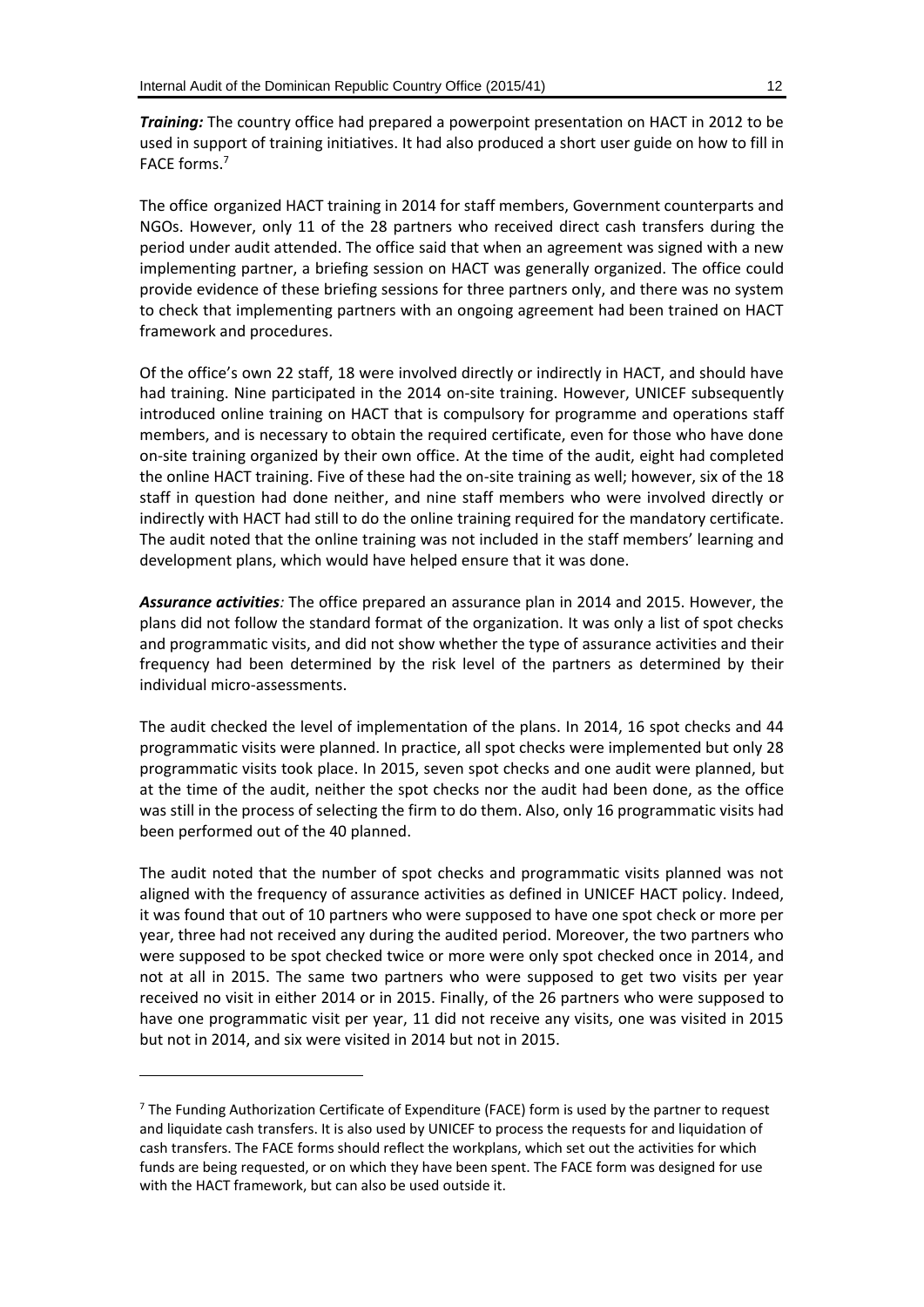***Training:*** The country office had prepared a powerpoint presentation on HACT in 2012 to be used in support of training initiatives. It had also produced a short user guide on how to fill in FACE forms.[7]

The office organized HACT training in 2014 for staff members, Government counterparts and NGOs. However, only 11 of the 28 partners who received direct cash transfers during the period under audit attended. The office said that when an agreement was signed with a new implementing partner, a briefing session on HACT was generally organized. The office could provide evidence of these briefing sessions for three partners only, and there was no system to check that implementing partners with an ongoing agreement had been trained on HACT framework and procedures.

Of the office's own 22 staff, 18 were involved directly or indirectly in HACT, and should have had training. Nine participated in the 2014 on-site training. However, UNICEF subsequently introduced online training on HACT that is compulsory for programme and operations staff members, and is necessary to obtain the required certificate, even for those who have done on-site training organized by their own office. At the time of the audit, eight had completed the online HACT training. Five of these had the on-site training as well; however, six of the 18 staff in question had done neither, and nine staff members who were involved directly or indirectly with HACT had still to do the online training required for the mandatory certificate. The audit noted that the online training was not included in the staff members' learning and development plans, which would have helped ensure that it was done.

***Assurance activities:*** The office prepared an assurance plan in 2014 and 2015. However, the plans did not follow the standard format of the organization. It was only a list of spot checks and programmatic visits, and did not show whether the type of assurance activities and their frequency had been determined by the risk level of the partners as determined by their individual micro-assessments.

The audit checked the level of implementation of the plans. In 2014, 16 spot checks and 44 programmatic visits were planned. In practice, all spot checks were implemented but only 28 programmatic visits took place. In 2015, seven spot checks and one audit were planned, but at the time of the audit, neither the spot checks nor the audit had been done, as the office was still in the process of selecting the firm to do them. Also, only 16 programmatic visits had been performed out of the 40 planned.

The audit noted that the number of spot checks and programmatic visits planned was not aligned with the frequency of assurance activities as defined in UNICEF HACT policy. Indeed, it was found that out of 10 partners who were supposed to have one spot check or more per year, three had not received any during the audited period. Moreover, the two partners who were supposed to be spot checked twice or more were only spot checked once in 2014, and not at all in 2015. The same two partners who were supposed to get two visits per year received no visit in either 2014 or in 2015. Finally, of the 26 partners who were supposed to have one programmatic visit per year, 11 did not receive any visits, one was visited in 2015 but not in 2014, and six were visited in 2014 but not in 2015.

---

[7] The Funding Authorization Certificate of Expenditure (FACE) form is used by the partner to request and liquidate cash transfers. It is also used by UNICEF to process the requests for and liquidation of cash transfers. The FACE forms should reflect the workplans, which set out the activities for which funds are being requested, or on which they have been spent. The FACE form was designed for use with the HACT framework, but can also be used outside it.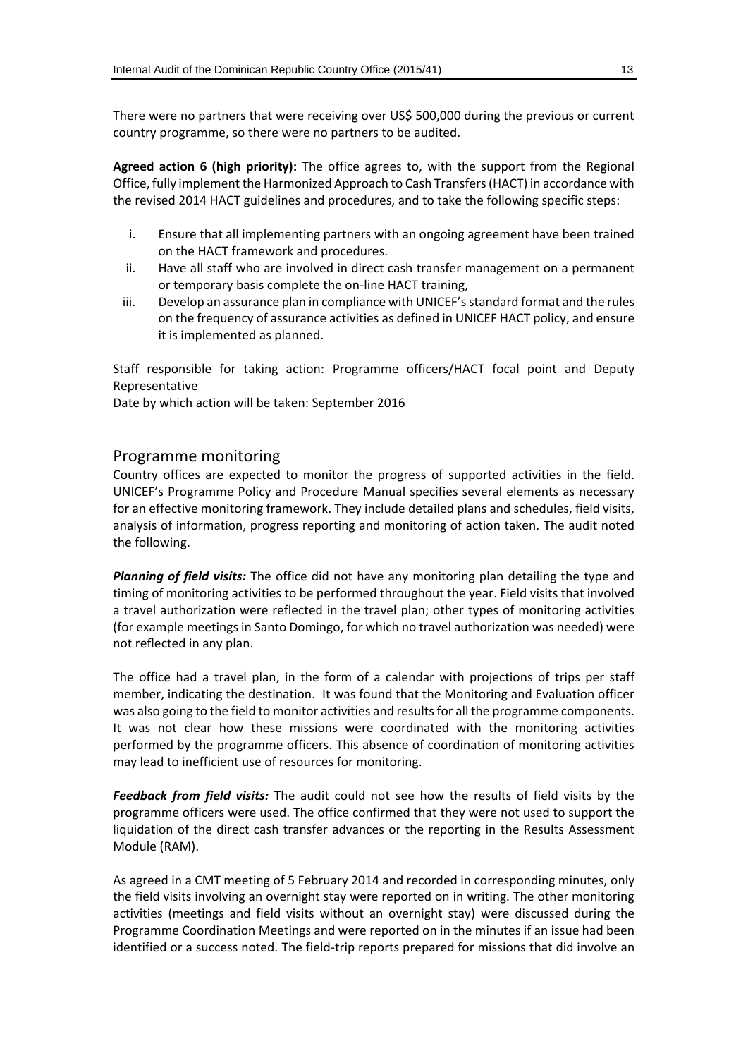There were no partners that were receiving over US$ 500,000 during the previous or current country programme, so there were no partners to be audited.

**Agreed action 6 (high priority):** The office agrees to, with the support from the Regional Office, fully implement the Harmonized Approach to Cash Transfers (HACT) in accordance with the revised 2014 HACT guidelines and procedures, and to take the following specific steps:

i. Ensure that all implementing partners with an ongoing agreement have been trained on the HACT framework and procedures.
ii. Have all staff who are involved in direct cash transfer management on a permanent or temporary basis complete the on-line HACT training,
iii. Develop an assurance plan in compliance with UNICEF's standard format and the rules on the frequency of assurance activities as defined in UNICEF HACT policy, and ensure it is implemented as planned.

Staff responsible for taking action: Programme officers/HACT focal point and Deputy Representative
Date by which action will be taken: September 2016

## Programme monitoring

Country offices are expected to monitor the progress of supported activities in the field. UNICEF's Programme Policy and Procedure Manual specifies several elements as necessary for an effective monitoring framework. They include detailed plans and schedules, field visits, analysis of information, progress reporting and monitoring of action taken. The audit noted the following.

***Planning of field visits:*** The office did not have any monitoring plan detailing the type and timing of monitoring activities to be performed throughout the year. Field visits that involved a travel authorization were reflected in the travel plan; other types of monitoring activities (for example meetings in Santo Domingo, for which no travel authorization was needed) were not reflected in any plan.

The office had a travel plan, in the form of a calendar with projections of trips per staff member, indicating the destination. It was found that the Monitoring and Evaluation officer was also going to the field to monitor activities and results for all the programme components. It was not clear how these missions were coordinated with the monitoring activities performed by the programme officers. This absence of coordination of monitoring activities may lead to inefficient use of resources for monitoring.

***Feedback from field visits:*** The audit could not see how the results of field visits by the programme officers were used. The office confirmed that they were not used to support the liquidation of the direct cash transfer advances or the reporting in the Results Assessment Module (RAM).

As agreed in a CMT meeting of 5 February 2014 and recorded in corresponding minutes, only the field visits involving an overnight stay were reported on in writing. The other monitoring activities (meetings and field visits without an overnight stay) were discussed during the Programme Coordination Meetings and were reported on in the minutes if an issue had been identified or a success noted. The field-trip reports prepared for missions that did involve an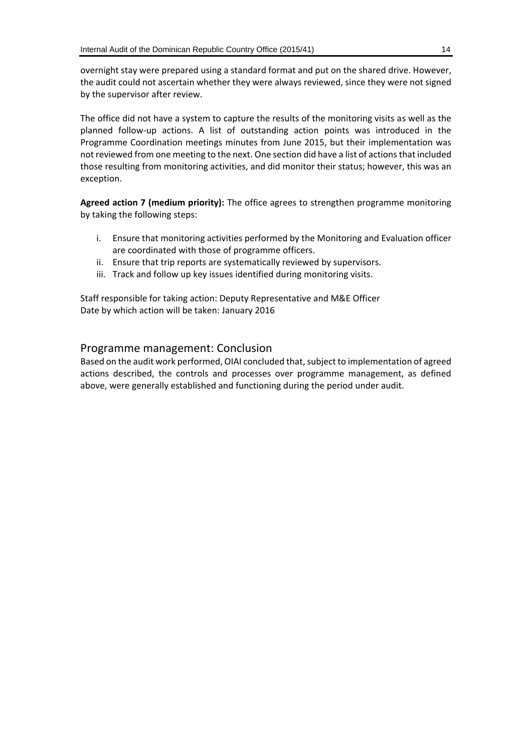overnight stay were prepared using a standard format and put on the shared drive. However, the audit could not ascertain whether they were always reviewed, since they were not signed by the supervisor after review.

The office did not have a system to capture the results of the monitoring visits as well as the planned follow-up actions. A list of outstanding action points was introduced in the Programme Coordination meetings minutes from June 2015, but their implementation was not reviewed from one meeting to the next. One section did have a list of actions that included those resulting from monitoring activities, and did monitor their status; however, this was an exception.

**Agreed action 7 (medium priority):** The office agrees to strengthen programme monitoring by taking the following steps:

i. Ensure that monitoring activities performed by the Monitoring and Evaluation officer are coordinated with those of programme officers.
ii. Ensure that trip reports are systematically reviewed by supervisors.
iii. Track and follow up key issues identified during monitoring visits.

Staff responsible for taking action: Deputy Representative and M&E Officer
Date by which action will be taken: January 2016

## Programme management: Conclusion

Based on the audit work performed, OIAI concluded that, subject to implementation of agreed actions described, the controls and processes over programme management, as defined above, were generally established and functioning during the period under audit.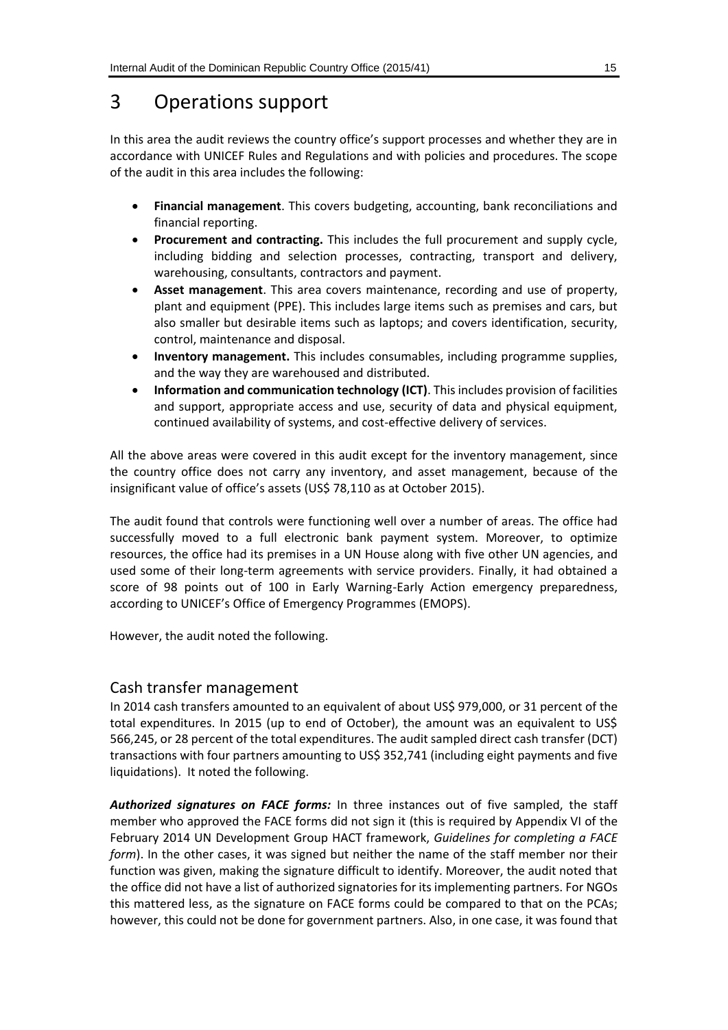# 3 Operations support

In this area the audit reviews the country office's support processes and whether they are in accordance with UNICEF Rules and Regulations and with policies and procedures. The scope of the audit in this area includes the following:

- **Financial management**. This covers budgeting, accounting, bank reconciliations and financial reporting.
- **Procurement and contracting.** This includes the full procurement and supply cycle, including bidding and selection processes, contracting, transport and delivery, warehousing, consultants, contractors and payment.
- **Asset management**. This area covers maintenance, recording and use of property, plant and equipment (PPE). This includes large items such as premises and cars, but also smaller but desirable items such as laptops; and covers identification, security, control, maintenance and disposal.
- **Inventory management.** This includes consumables, including programme supplies, and the way they are warehoused and distributed.
- **Information and communication technology (ICT)**. This includes provision of facilities and support, appropriate access and use, security of data and physical equipment, continued availability of systems, and cost-effective delivery of services.

All the above areas were covered in this audit except for the inventory management, since the country office does not carry any inventory, and asset management, because of the insignificant value of office's assets (US$ 78,110 as at October 2015).

The audit found that controls were functioning well over a number of areas. The office had successfully moved to a full electronic bank payment system. Moreover, to optimize resources, the office had its premises in a UN House along with five other UN agencies, and used some of their long-term agreements with service providers. Finally, it had obtained a score of 98 points out of 100 in Early Warning-Early Action emergency preparedness, according to UNICEF's Office of Emergency Programmes (EMOPS).

However, the audit noted the following.

## Cash transfer management

In 2014 cash transfers amounted to an equivalent of about US$ 979,000, or 31 percent of the total expenditures. In 2015 (up to end of October), the amount was an equivalent to US$ 566,245, or 28 percent of the total expenditures. The audit sampled direct cash transfer (DCT) transactions with four partners amounting to US$ 352,741 (including eight payments and five liquidations). It noted the following.

***Authorized signatures on FACE forms:*** In three instances out of five sampled, the staff member who approved the FACE forms did not sign it (this is required by Appendix VI of the February 2014 UN Development Group HACT framework, *Guidelines for completing a FACE form*). In the other cases, it was signed but neither the name of the staff member nor their function was given, making the signature difficult to identify. Moreover, the audit noted that the office did not have a list of authorized signatories for its implementing partners. For NGOs this mattered less, as the signature on FACE forms could be compared to that on the PCAs; however, this could not be done for government partners. Also, in one case, it was found that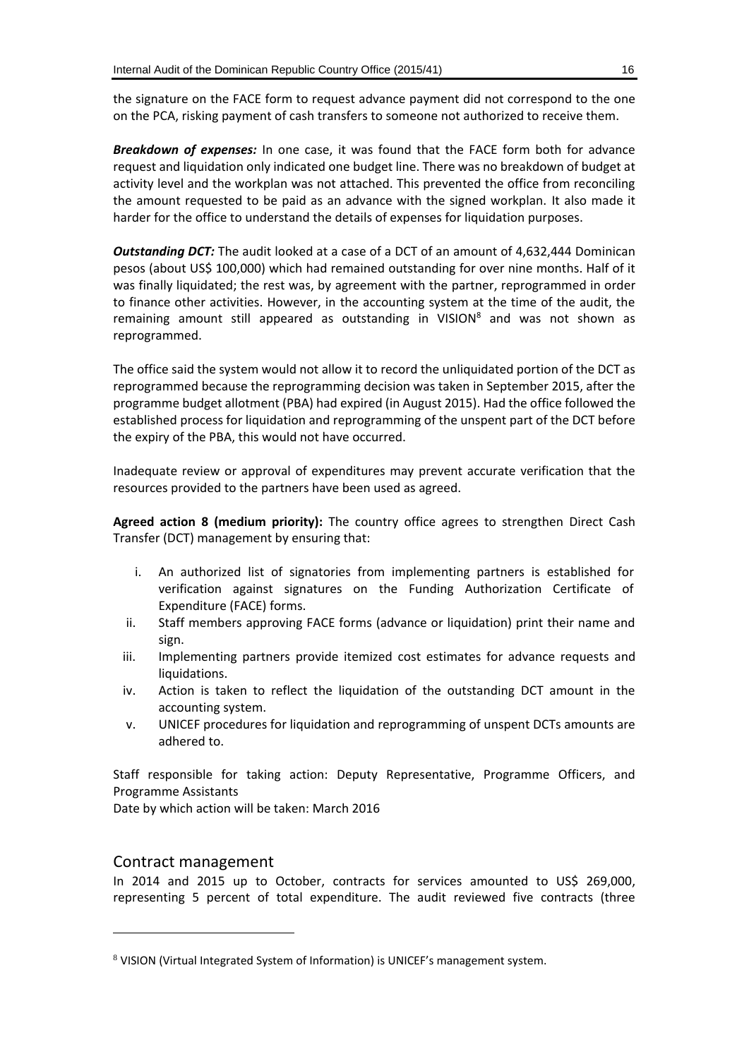the signature on the FACE form to request advance payment did not correspond to the one on the PCA, risking payment of cash transfers to someone not authorized to receive them.

***Breakdown of expenses:*** In one case, it was found that the FACE form both for advance request and liquidation only indicated one budget line. There was no breakdown of budget at activity level and the workplan was not attached. This prevented the office from reconciling the amount requested to be paid as an advance with the signed workplan. It also made it harder for the office to understand the details of expenses for liquidation purposes.

***Outstanding DCT:*** The audit looked at a case of a DCT of an amount of 4,632,444 Dominican pesos (about US$ 100,000) which had remained outstanding for over nine months. Half of it was finally liquidated; the rest was, by agreement with the partner, reprogrammed in order to finance other activities. However, in the accounting system at the time of the audit, the remaining amount still appeared as outstanding in VISION[8] and was not shown as reprogrammed.

The office said the system would not allow it to record the unliquidated portion of the DCT as reprogrammed because the reprogramming decision was taken in September 2015, after the programme budget allotment (PBA) had expired (in August 2015). Had the office followed the established process for liquidation and reprogramming of the unspent part of the DCT before the expiry of the PBA, this would not have occurred.

Inadequate review or approval of expenditures may prevent accurate verification that the resources provided to the partners have been used as agreed.

**Agreed action 8 (medium priority):** The country office agrees to strengthen Direct Cash Transfer (DCT) management by ensuring that:

i. An authorized list of signatories from implementing partners is established for verification against signatures on the Funding Authorization Certificate of Expenditure (FACE) forms.
ii. Staff members approving FACE forms (advance or liquidation) print their name and sign.
iii. Implementing partners provide itemized cost estimates for advance requests and liquidations.
iv. Action is taken to reflect the liquidation of the outstanding DCT amount in the accounting system.
v. UNICEF procedures for liquidation and reprogramming of unspent DCTs amounts are adhered to.

Staff responsible for taking action: Deputy Representative, Programme Officers, and Programme Assistants
Date by which action will be taken: March 2016

## Contract management

In 2014 and 2015 up to October, contracts for services amounted to US$ 269,000, representing 5 percent of total expenditure. The audit reviewed five contracts (three

[8] VISION (Virtual Integrated System of Information) is UNICEF's management system.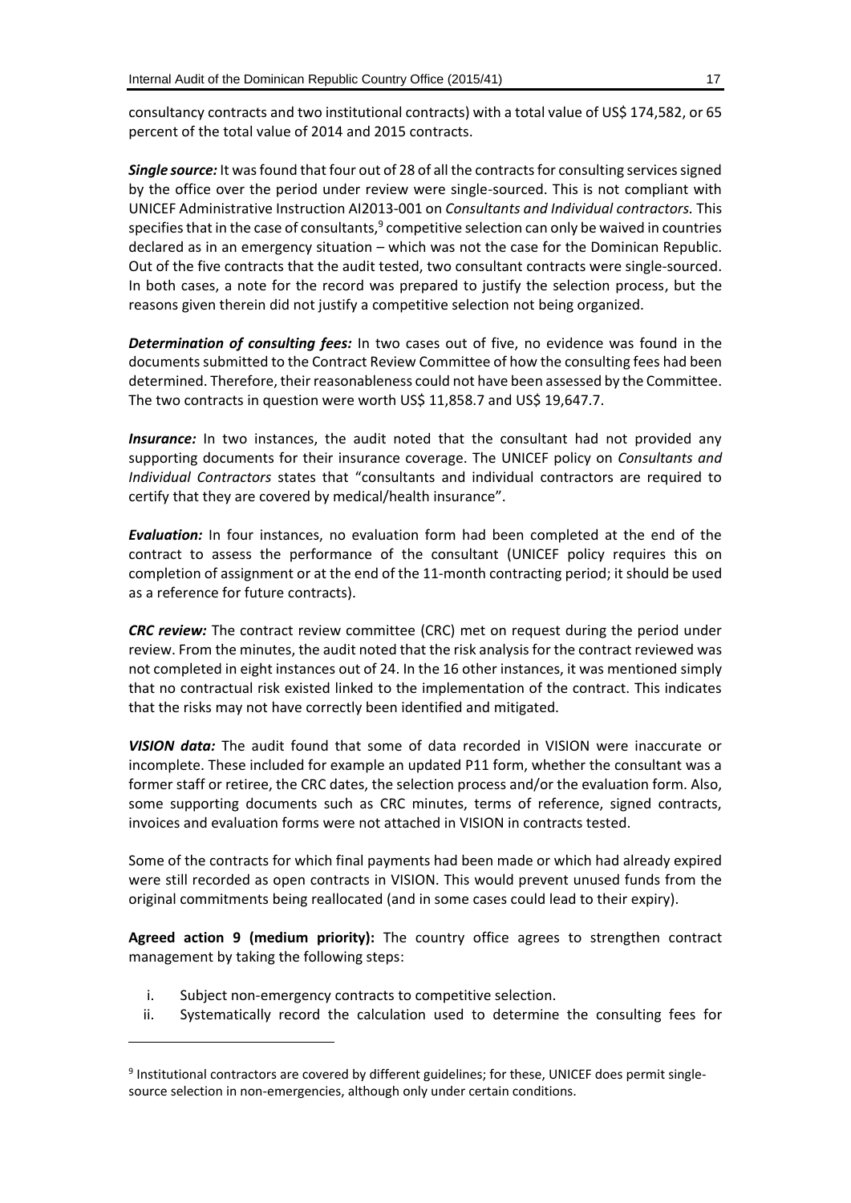consultancy contracts and two institutional contracts) with a total value of US$ 174,582, or 65 percent of the total value of 2014 and 2015 contracts.

***Single source:*** It was found that four out of 28 of all the contracts for consulting services signed by the office over the period under review were single-sourced. This is not compliant with UNICEF Administrative Instruction AI2013-001 on *Consultants and Individual contractors.* This specifies that in the case of consultants,[9] competitive selection can only be waived in countries declared as in an emergency situation – which was not the case for the Dominican Republic. Out of the five contracts that the audit tested, two consultant contracts were single-sourced. In both cases, a note for the record was prepared to justify the selection process, but the reasons given therein did not justify a competitive selection not being organized.

***Determination of consulting fees:*** In two cases out of five, no evidence was found in the documents submitted to the Contract Review Committee of how the consulting fees had been determined. Therefore, their reasonableness could not have been assessed by the Committee. The two contracts in question were worth US$ 11,858.7 and US$ 19,647.7.

***Insurance:*** In two instances, the audit noted that the consultant had not provided any supporting documents for their insurance coverage. The UNICEF policy on *Consultants and Individual Contractors* states that "consultants and individual contractors are required to certify that they are covered by medical/health insurance".

***Evaluation:*** In four instances, no evaluation form had been completed at the end of the contract to assess the performance of the consultant (UNICEF policy requires this on completion of assignment or at the end of the 11-month contracting period; it should be used as a reference for future contracts).

***CRC review:*** The contract review committee (CRC) met on request during the period under review. From the minutes, the audit noted that the risk analysis for the contract reviewed was not completed in eight instances out of 24. In the 16 other instances, it was mentioned simply that no contractual risk existed linked to the implementation of the contract. This indicates that the risks may not have correctly been identified and mitigated.

***VISION data:*** The audit found that some of data recorded in VISION were inaccurate or incomplete. These included for example an updated P11 form, whether the consultant was a former staff or retiree, the CRC dates, the selection process and/or the evaluation form. Also, some supporting documents such as CRC minutes, terms of reference, signed contracts, invoices and evaluation forms were not attached in VISION in contracts tested.

Some of the contracts for which final payments had been made or which had already expired were still recorded as open contracts in VISION. This would prevent unused funds from the original commitments being reallocated (and in some cases could lead to their expiry).

**Agreed action 9 (medium priority):** The country office agrees to strengthen contract management by taking the following steps:

i. Subject non-emergency contracts to competitive selection.
ii. Systematically record the calculation used to determine the consulting fees for

---

[9] Institutional contractors are covered by different guidelines; for these, UNICEF does permit single-source selection in non-emergencies, although only under certain conditions.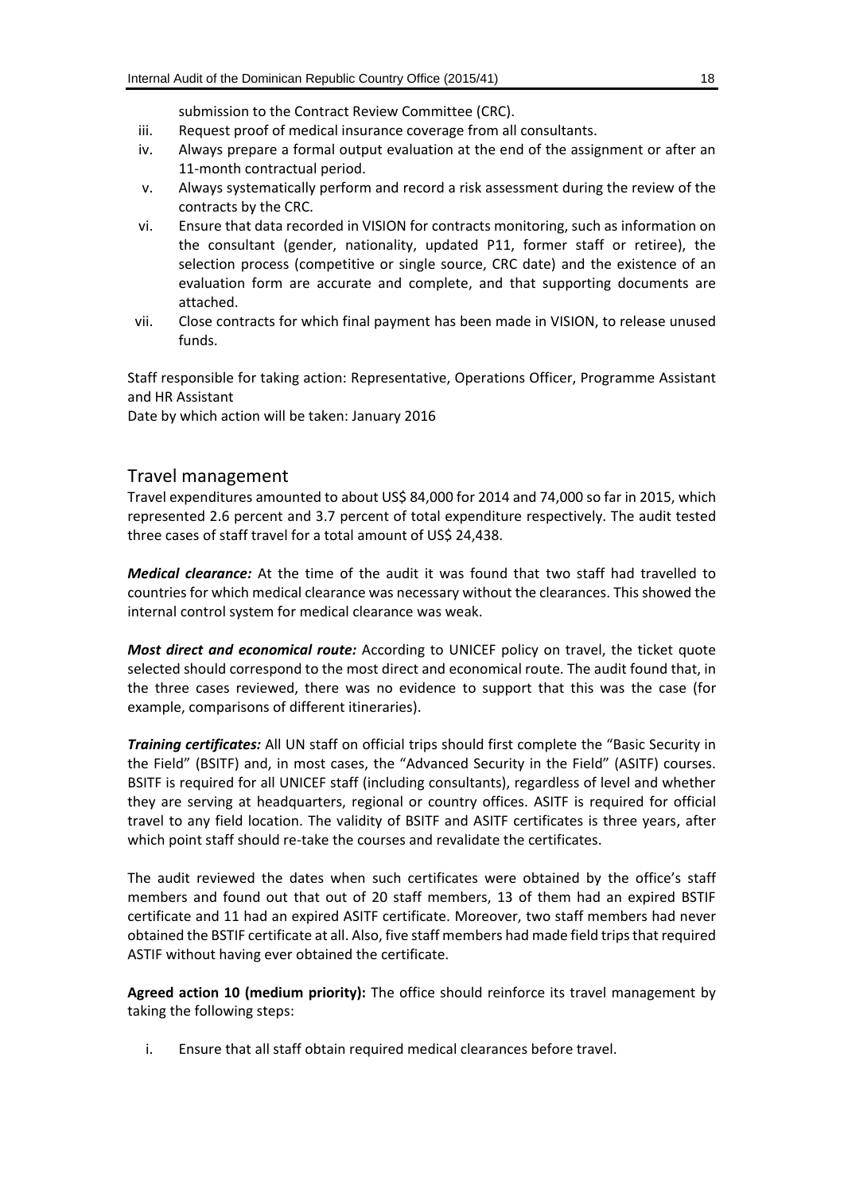submission to the Contract Review Committee (CRC).

iii. Request proof of medical insurance coverage from all consultants.

iv. Always prepare a formal output evaluation at the end of the assignment or after an 11-month contractual period.

v. Always systematically perform and record a risk assessment during the review of the contracts by the CRC.

vi. Ensure that data recorded in VISION for contracts monitoring, such as information on the consultant (gender, nationality, updated P11, former staff or retiree), the selection process (competitive or single source, CRC date) and the existence of an evaluation form are accurate and complete, and that supporting documents are attached.

vii. Close contracts for which final payment has been made in VISION, to release unused funds.

Staff responsible for taking action: Representative, Operations Officer, Programme Assistant and HR Assistant
Date by which action will be taken: January 2016

## Travel management

Travel expenditures amounted to about US$ 84,000 for 2014 and 74,000 so far in 2015, which represented 2.6 percent and 3.7 percent of total expenditure respectively. The audit tested three cases of staff travel for a total amount of US$ 24,438.

***Medical clearance:*** At the time of the audit it was found that two staff had travelled to countries for which medical clearance was necessary without the clearances. This showed the internal control system for medical clearance was weak.

***Most direct and economical route:*** According to UNICEF policy on travel, the ticket quote selected should correspond to the most direct and economical route. The audit found that, in the three cases reviewed, there was no evidence to support that this was the case (for example, comparisons of different itineraries).

***Training certificates:*** All UN staff on official trips should first complete the "Basic Security in the Field" (BSITF) and, in most cases, the "Advanced Security in the Field" (ASITF) courses. BSITF is required for all UNICEF staff (including consultants), regardless of level and whether they are serving at headquarters, regional or country offices. ASITF is required for official travel to any field location. The validity of BSITF and ASITF certificates is three years, after which point staff should re-take the courses and revalidate the certificates.

The audit reviewed the dates when such certificates were obtained by the office's staff members and found out that out of 20 staff members, 13 of them had an expired BSTIF certificate and 11 had an expired ASITF certificate. Moreover, two staff members had never obtained the BSTIF certificate at all. Also, five staff members had made field trips that required ASTIF without having ever obtained the certificate.

**Agreed action 10 (medium priority):** The office should reinforce its travel management by taking the following steps:

i. Ensure that all staff obtain required medical clearances before travel.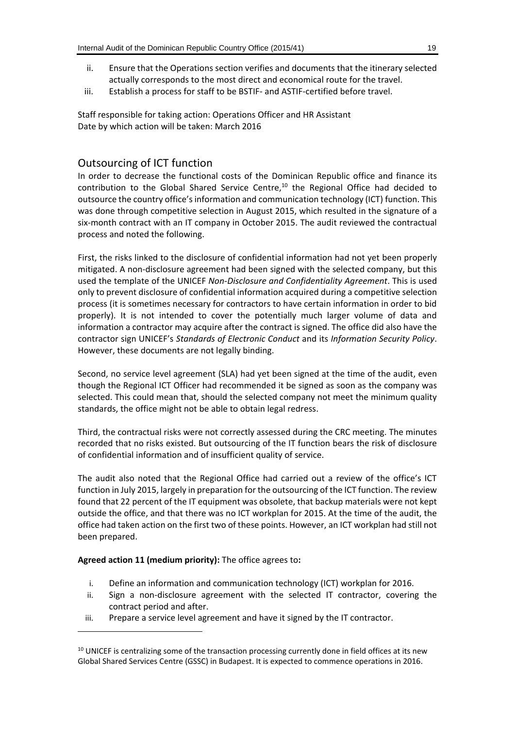ii. Ensure that the Operations section verifies and documents that the itinerary selected actually corresponds to the most direct and economical route for the travel.
iii. Establish a process for staff to be BSTIF- and ASTIF-certified before travel.

Staff responsible for taking action: Operations Officer and HR Assistant
Date by which action will be taken: March 2016

## Outsourcing of ICT function

In order to decrease the functional costs of the Dominican Republic office and finance its contribution to the Global Shared Service Centre,[10] the Regional Office had decided to outsource the country office's information and communication technology (ICT) function. This was done through competitive selection in August 2015, which resulted in the signature of a six-month contract with an IT company in October 2015. The audit reviewed the contractual process and noted the following.

First, the risks linked to the disclosure of confidential information had not yet been properly mitigated. A non-disclosure agreement had been signed with the selected company, but this used the template of the UNICEF *Non-Disclosure and Confidentiality Agreement*. This is used only to prevent disclosure of confidential information acquired during a competitive selection process (it is sometimes necessary for contractors to have certain information in order to bid properly). It is not intended to cover the potentially much larger volume of data and information a contractor may acquire after the contract is signed. The office did also have the contractor sign UNICEF's *Standards of Electronic Conduct* and its *Information Security Policy*. However, these documents are not legally binding.

Second, no service level agreement (SLA) had yet been signed at the time of the audit, even though the Regional ICT Officer had recommended it be signed as soon as the company was selected. This could mean that, should the selected company not meet the minimum quality standards, the office might not be able to obtain legal redress.

Third, the contractual risks were not correctly assessed during the CRC meeting. The minutes recorded that no risks existed. But outsourcing of the IT function bears the risk of disclosure of confidential information and of insufficient quality of service.

The audit also noted that the Regional Office had carried out a review of the office's ICT function in July 2015, largely in preparation for the outsourcing of the ICT function. The review found that 22 percent of the IT equipment was obsolete, that backup materials were not kept outside the office, and that there was no ICT workplan for 2015. At the time of the audit, the office had taken action on the first two of these points. However, an ICT workplan had still not been prepared.

**Agreed action 11 (medium priority):** The office agrees to**:**

i. Define an information and communication technology (ICT) workplan for 2016.
ii. Sign a non-disclosure agreement with the selected IT contractor, covering the contract period and after.
iii. Prepare a service level agreement and have it signed by the IT contractor.

---

[10] UNICEF is centralizing some of the transaction processing currently done in field offices at its new Global Shared Services Centre (GSSC) in Budapest. It is expected to commence operations in 2016.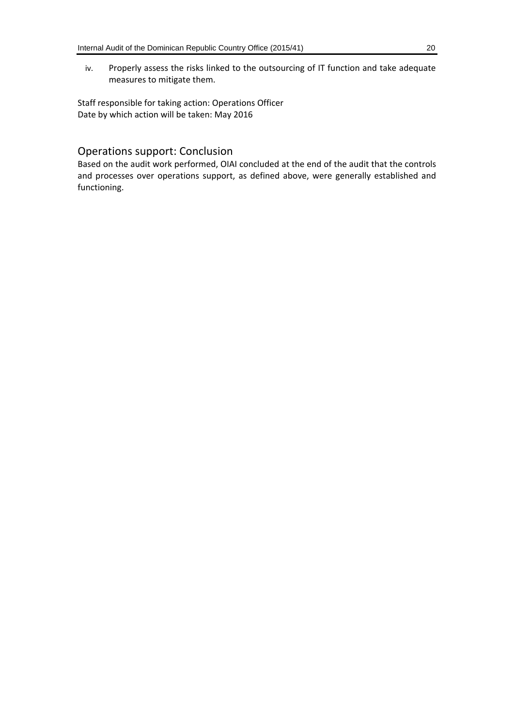iv. Properly assess the risks linked to the outsourcing of IT function and take adequate measures to mitigate them.

Staff responsible for taking action: Operations Officer
Date by which action will be taken: May 2016

## Operations support: Conclusion

Based on the audit work performed, OIAI concluded at the end of the audit that the controls and processes over operations support, as defined above, were generally established and functioning.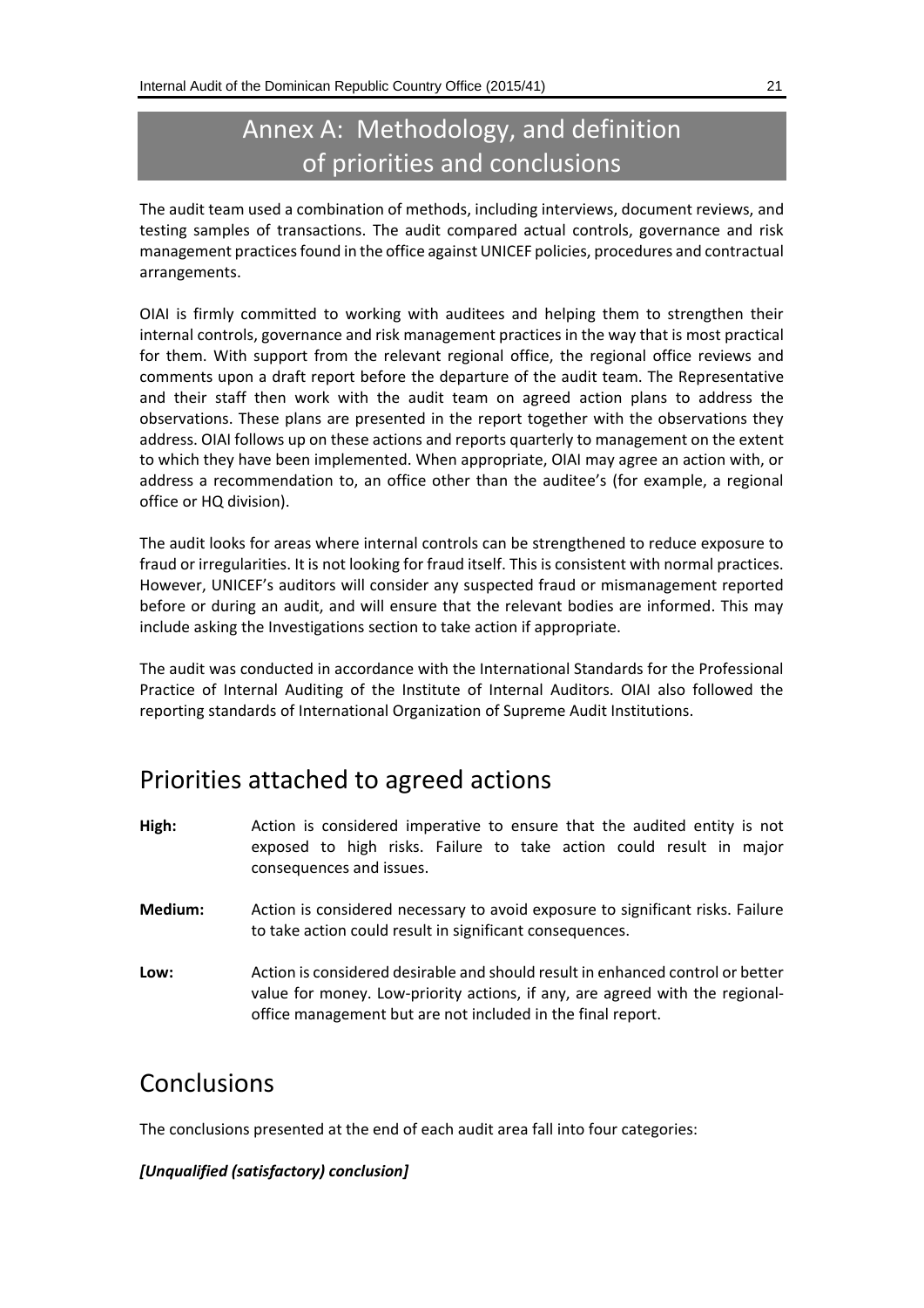# Annex A: Methodology, and definition of priorities and conclusions

The audit team used a combination of methods, including interviews, document reviews, and testing samples of transactions. The audit compared actual controls, governance and risk management practices found in the office against UNICEF policies, procedures and contractual arrangements.

OIAI is firmly committed to working with auditees and helping them to strengthen their internal controls, governance and risk management practices in the way that is most practical for them. With support from the relevant regional office, the regional office reviews and comments upon a draft report before the departure of the audit team. The Representative and their staff then work with the audit team on agreed action plans to address the observations. These plans are presented in the report together with the observations they address. OIAI follows up on these actions and reports quarterly to management on the extent to which they have been implemented. When appropriate, OIAI may agree an action with, or address a recommendation to, an office other than the auditee's (for example, a regional office or HQ division).

The audit looks for areas where internal controls can be strengthened to reduce exposure to fraud or irregularities. It is not looking for fraud itself. This is consistent with normal practices. However, UNICEF's auditors will consider any suspected fraud or mismanagement reported before or during an audit, and will ensure that the relevant bodies are informed. This may include asking the Investigations section to take action if appropriate.

The audit was conducted in accordance with the International Standards for the Professional Practice of Internal Auditing of the Institute of Internal Auditors. OIAI also followed the reporting standards of International Organization of Supreme Audit Institutions.

## Priorities attached to agreed actions

**High:** Action is considered imperative to ensure that the audited entity is not exposed to high risks. Failure to take action could result in major consequences and issues.

**Medium:** Action is considered necessary to avoid exposure to significant risks. Failure to take action could result in significant consequences.

**Low:** Action is considered desirable and should result in enhanced control or better value for money. Low-priority actions, if any, are agreed with the regional-office management but are not included in the final report.

## Conclusions

The conclusions presented at the end of each audit area fall into four categories:

***[Unqualified (satisfactory) conclusion]***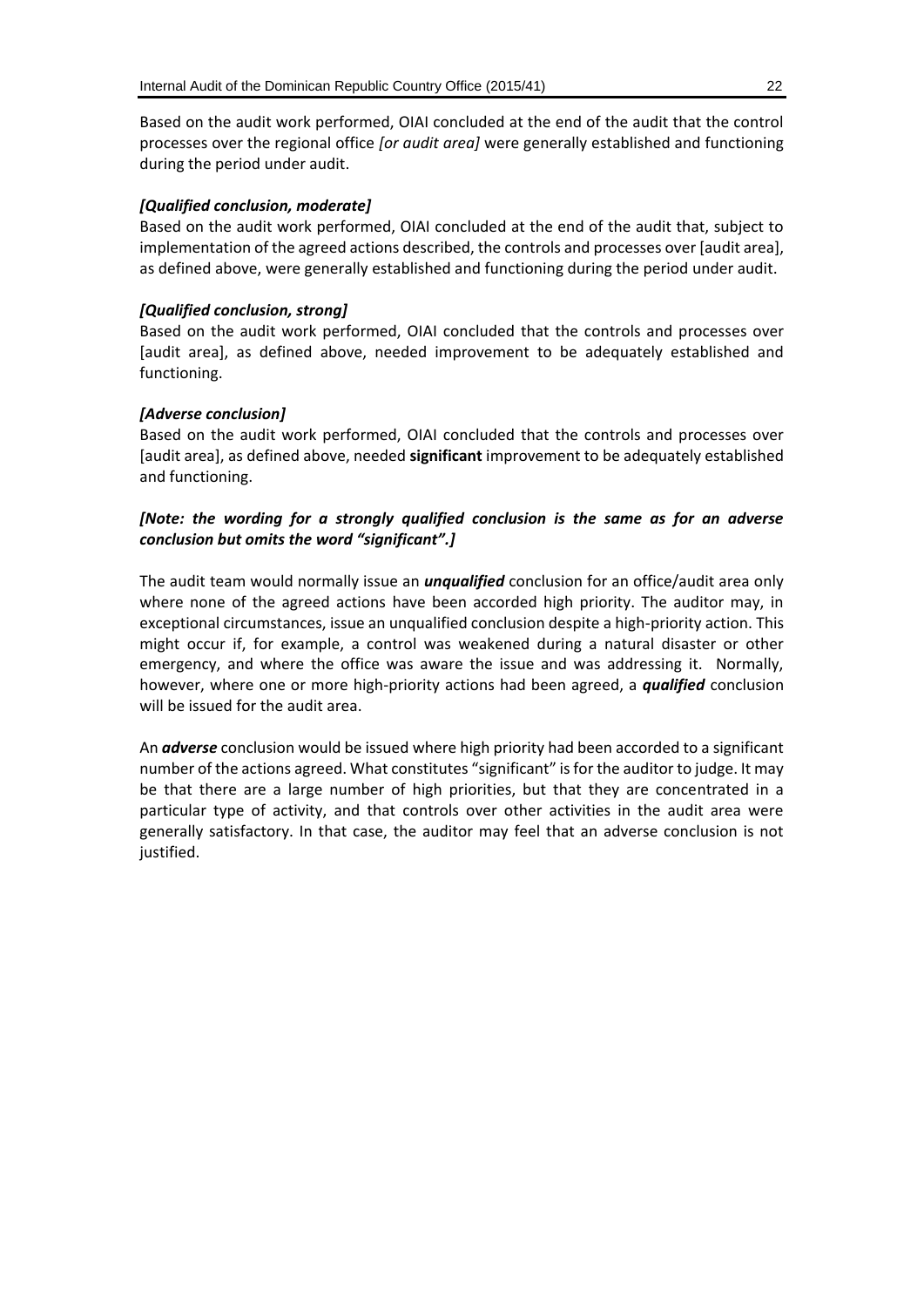Based on the audit work performed, OIAI concluded at the end of the audit that the control processes over the regional office *[or audit area]* were generally established and functioning during the period under audit.

***[Qualified conclusion, moderate]***

Based on the audit work performed, OIAI concluded at the end of the audit that, subject to implementation of the agreed actions described, the controls and processes over [audit area], as defined above, were generally established and functioning during the period under audit.

***[Qualified conclusion, strong]***

Based on the audit work performed, OIAI concluded that the controls and processes over [audit area], as defined above, needed improvement to be adequately established and functioning.

***[Adverse conclusion]***

Based on the audit work performed, OIAI concluded that the controls and processes over [audit area], as defined above, needed **significant** improvement to be adequately established and functioning.

***[Note: the wording for a strongly qualified conclusion is the same as for an adverse conclusion but omits the word "significant".]***

The audit team would normally issue an ***unqualified*** conclusion for an office/audit area only where none of the agreed actions have been accorded high priority. The auditor may, in exceptional circumstances, issue an unqualified conclusion despite a high-priority action. This might occur if, for example, a control was weakened during a natural disaster or other emergency, and where the office was aware the issue and was addressing it. Normally, however, where one or more high-priority actions had been agreed, a ***qualified*** conclusion will be issued for the audit area.

An ***adverse*** conclusion would be issued where high priority had been accorded to a significant number of the actions agreed. What constitutes "significant" is for the auditor to judge. It may be that there are a large number of high priorities, but that they are concentrated in a particular type of activity, and that controls over other activities in the audit area were generally satisfactory. In that case, the auditor may feel that an adverse conclusion is not justified.